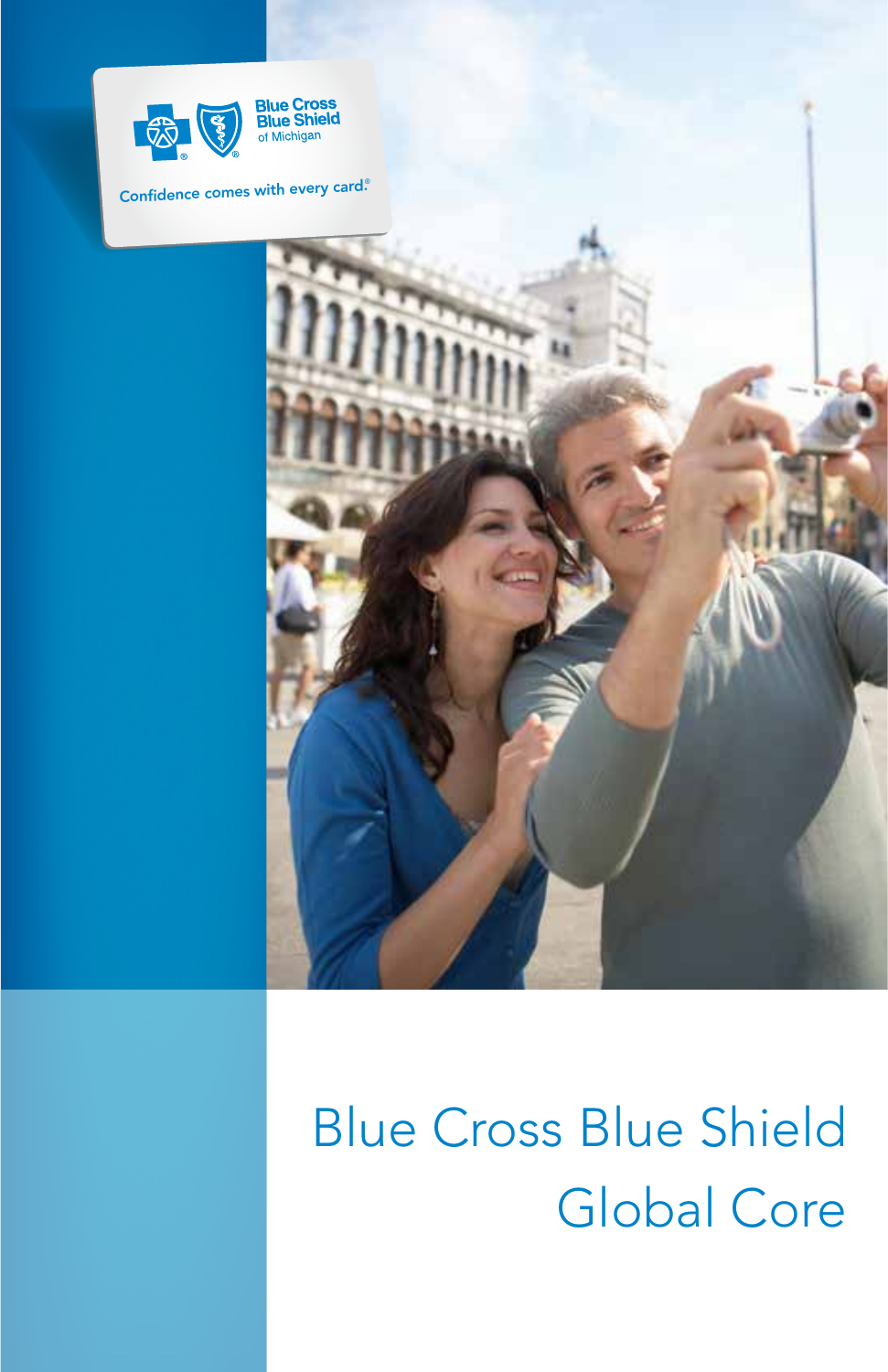Blue Cross Blue Shield of Michigan

Confidence comes with every card.®

# Blue Cross Blue Shield Global Core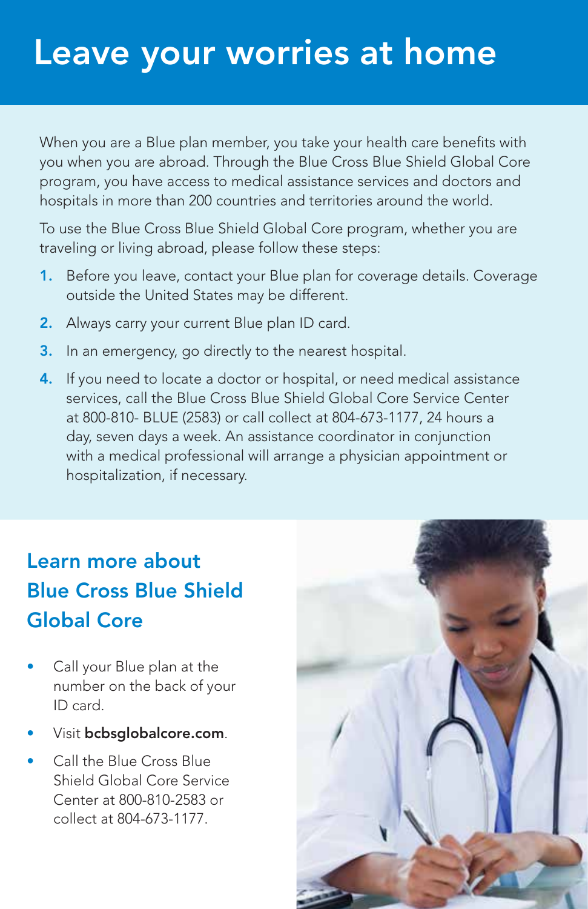# Leave your worries at home

When you are a Blue plan member, you take your health care benefits with you when you are abroad. Through the Blue Cross Blue Shield Global Core program, you have access to medical assistance services and doctors and hospitals in more than 200 countries and territories around the world.

To use the Blue Cross Blue Shield Global Core program, whether you are traveling or living abroad, please follow these steps:

1. Before you leave, contact your Blue plan for coverage details. Coverage outside the United States may be different.
2. Always carry your current Blue plan ID card.
3. In an emergency, go directly to the nearest hospital.
4. If you need to locate a doctor or hospital, or need medical assistance services, call the Blue Cross Blue Shield Global Core Service Center at 800-810- BLUE (2583) or call collect at 804-673-1177, 24 hours a day, seven days a week. An assistance coordinator in conjunction with a medical professional will arrange a physician appointment or hospitalization, if necessary.

## Learn more about Blue Cross Blue Shield Global Core

- Call your Blue plan at the number on the back of your ID card.
- Visit **bcbsglobalcore.com**.
- Call the Blue Cross Blue Shield Global Core Service Center at 800-810-2583 or collect at 804-673-1177.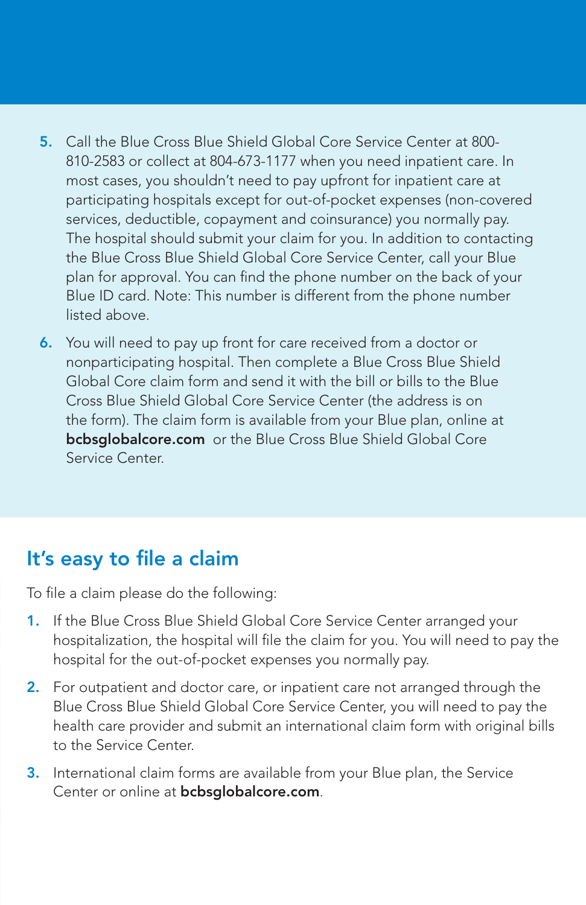5. Call the Blue Cross Blue Shield Global Core Service Center at 800-810-2583 or collect at 804-673-1177 when you need inpatient care. In most cases, you shouldn't need to pay upfront for inpatient care at participating hospitals except for out-of-pocket expenses (non-covered services, deductible, copayment and coinsurance) you normally pay. The hospital should submit your claim for you. In addition to contacting the Blue Cross Blue Shield Global Core Service Center, call your Blue plan for approval. You can find the phone number on the back of your Blue ID card. Note: This number is different from the phone number listed above.

6. You will need to pay up front for care received from a doctor or nonparticipating hospital. Then complete a Blue Cross Blue Shield Global Core claim form and send it with the bill or bills to the Blue Cross Blue Shield Global Core Service Center (the address is on the form). The claim form is available from your Blue plan, online at **bcbsglobalcore.com** or the Blue Cross Blue Shield Global Core Service Center.

## It's easy to file a claim

To file a claim please do the following:

1. If the Blue Cross Blue Shield Global Core Service Center arranged your hospitalization, the hospital will file the claim for you. You will need to pay the hospital for the out-of-pocket expenses you normally pay.

2. For outpatient and doctor care, or inpatient care not arranged through the Blue Cross Blue Shield Global Core Service Center, you will need to pay the health care provider and submit an international claim form with original bills to the Service Center.

3. International claim forms are available from your Blue plan, the Service Center or online at **bcbsglobalcore.com**.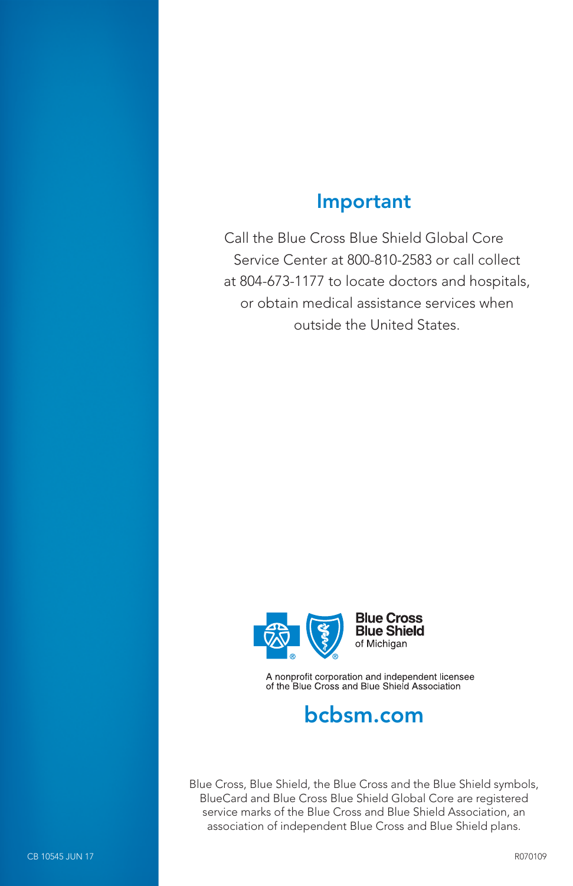## Important

Call the Blue Cross Blue Shield Global Core Service Center at 800-810-2583 or call collect at 804-673-1177 to locate doctors and hospitals, or obtain medical assistance services when outside the United States.

**Blue Cross Blue Shield** of Michigan

A nonprofit corporation and independent licensee of the Blue Cross and Blue Shield Association

**bcbsm.com**

Blue Cross, Blue Shield, the Blue Cross and the Blue Shield symbols, BlueCard and Blue Cross Blue Shield Global Core are registered service marks of the Blue Cross and Blue Shield Association, an association of independent Blue Cross and Blue Shield plans.

CB 10545 JUN 17

R070109